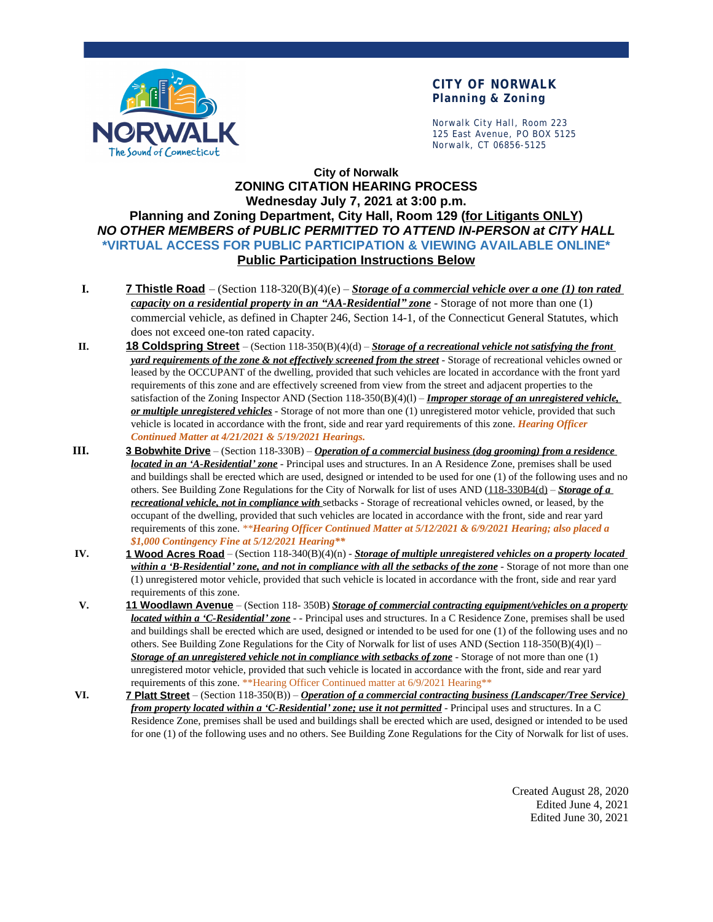**CITY OF NORWALK**
**Planning & Zoning**

Norwalk City Hall, Room 223
125 East Avenue, PO BOX 5125
Norwalk, CT 06856-5125

# City of Norwalk
# ZONING CITATION HEARING PROCESS
## Wednesday July 7, 2021 at 3:00 p.m.
## Planning and Zoning Department, City Hall, Room 129 (for Litigants ONLY)
***NO OTHER MEMBERS of PUBLIC PERMITTED TO ATTEND IN-PERSON at CITY HALL***
***VIRTUAL ACCESS FOR PUBLIC PARTICIPATION & VIEWING AVAILABLE ONLINE***
**Public Participation Instructions Below**

**I.** **7 Thistle Road** – (Section 118-320(B)(4)(e) – ***Storage of a commercial vehicle over a one (1) ton rated capacity on a residential property in an "AA-Residential" zone*** - Storage of not more than one (1) commercial vehicle, as defined in Chapter 246, Section 14-1, of the Connecticut General Statutes, which does not exceed one-ton rated capacity.

**II.** **18 Coldspring Street** – (Section 118-350(B)(4)(d) – ***Storage of a recreational vehicle not satisfying the front yard requirements of the zone & not effectively screened from the street*** - Storage of recreational vehicles owned or leased by the OCCUPANT of the dwelling, provided that such vehicles are located in accordance with the front yard requirements of this zone and are effectively screened from view from the street and adjacent properties to the satisfaction of the Zoning Inspector AND (Section 118-350(B)(4)(l) – ***Improper storage of an unregistered vehicle, or multiple unregistered vehicles*** - Storage of not more than one (1) unregistered motor vehicle, provided that such vehicle is located in accordance with the front, side and rear yard requirements of this zone. ***Hearing Officer Continued Matter at 4/21/2021 & 5/19/2021 Hearings.***

**III.** **3 Bobwhite Drive** – (Section 118-330B) – ***Operation of a commercial business (dog grooming) from a residence located in an 'A-Residential' zone*** - Principal uses and structures. In an A Residence Zone, premises shall be used and buildings shall be erected which are used, designed or intended to be used for one (1) of the following uses and no others. See Building Zone Regulations for the City of Norwalk for list of uses AND (118-330B4(d) – ***Storage of a recreational vehicle, not in compliance with*** setbacks - Storage of recreational vehicles owned, or leased, by the occupant of the dwelling, provided that such vehicles are located in accordance with the front, side and rear yard requirements of this zone. ****Hearing Officer Continued Matter at 5/12/2021 & 6/9/2021 Hearing; also placed a $1,000 Contingency Fine at 5/12/2021 Hearing****

**IV.** **1 Wood Acres Road** – (Section 118-340(B)(4)(n) - ***Storage of multiple unregistered vehicles on a property located within a 'B-Residential' zone, and not in compliance with all the setbacks of the zone*** - Storage of not more than one (1) unregistered motor vehicle, provided that such vehicle is located in accordance with the front, side and rear yard requirements of this zone.

**V.** **11 Woodlawn Avenue** – (Section 118- 350B) ***Storage of commercial contracting equipment/vehicles on a property located within a 'C-Residential' zone*** - - Principal uses and structures. In a C Residence Zone, premises shall be used and buildings shall be erected which are used, designed or intended to be used for one (1) of the following uses and no others. See Building Zone Regulations for the City of Norwalk for list of uses AND (Section 118-350(B)(4)(l) – ***Storage of an unregistered vehicle not in compliance with setbacks of zone*** - Storage of not more than one (1) unregistered motor vehicle, provided that such vehicle is located in accordance with the front, side and rear yard requirements of this zone. **Hearing Officer Continued matter at 6/9/2021 Hearing**

**VI.** **7 Platt Street** – (Section 118-350(B)) – ***Operation of a commercial contracting business (Landscaper/Tree Service) from property located within a 'C-Residential' zone; use it not permitted*** - Principal uses and structures. In a C Residence Zone, premises shall be used and buildings shall be erected which are used, designed or intended to be used for one (1) of the following uses and no others. See Building Zone Regulations for the City of Norwalk for list of uses.

Created August 28, 2020
Edited June 4, 2021
Edited June 30, 2021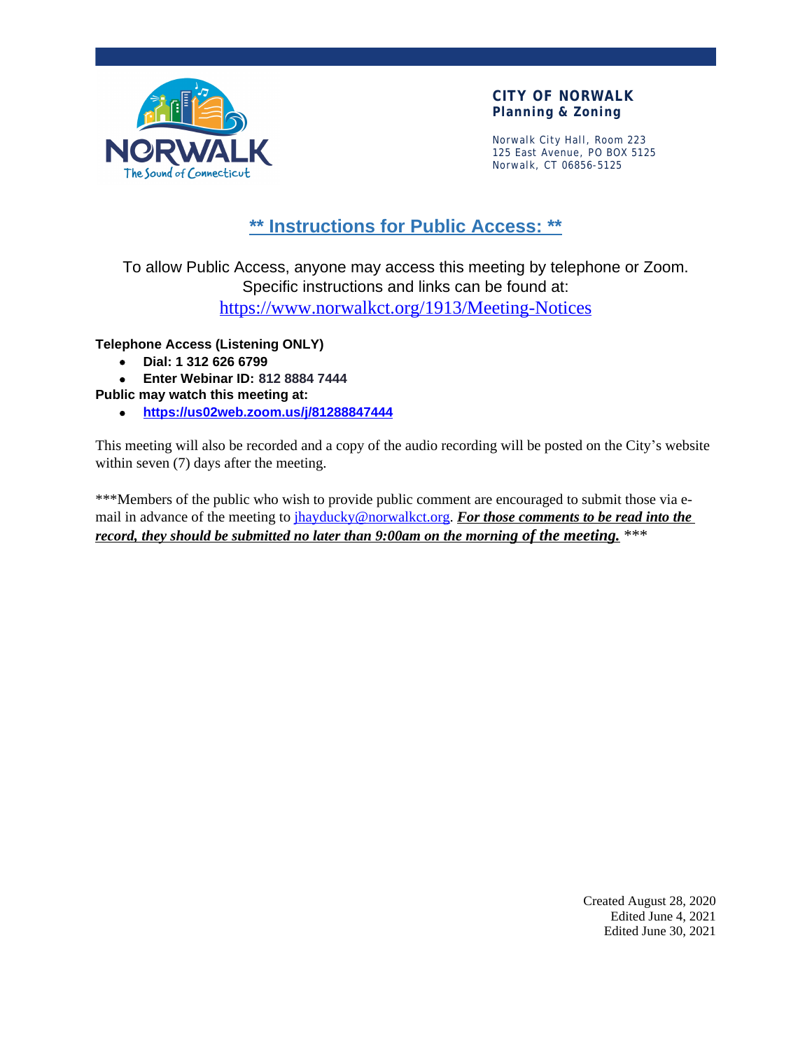**CITY OF NORWALK**
**Planning & Zoning**

Norwalk City Hall, Room 223
125 East Avenue, PO BOX 5125
Norwalk, CT 06856-5125

## ** Instructions for Public Access: **

To allow Public Access, anyone may access this meeting by telephone or Zoom.
Specific instructions and links can be found at:
https://www.norwalkct.org/1913/Meeting-Notices

**Telephone Access (Listening ONLY)**

- **Dial: 1 312 626 6799**
- **Enter Webinar ID: 812 8884 7444**

**Public may watch this meeting at:**

- **https://us02web.zoom.us/j/81288847444**

This meeting will also be recorded and a copy of the audio recording will be posted on the City's website within seven (7) days after the meeting.

***Members of the public who wish to provide public comment are encouraged to submit those via e-mail in advance of the meeting to jhayducky@norwalkct.org. ***For those comments to be read into the record, they should be submitted no later than 9:00am on the morning of the meeting.*** ***

Created August 28, 2020
Edited June 4, 2021
Edited June 30, 2021